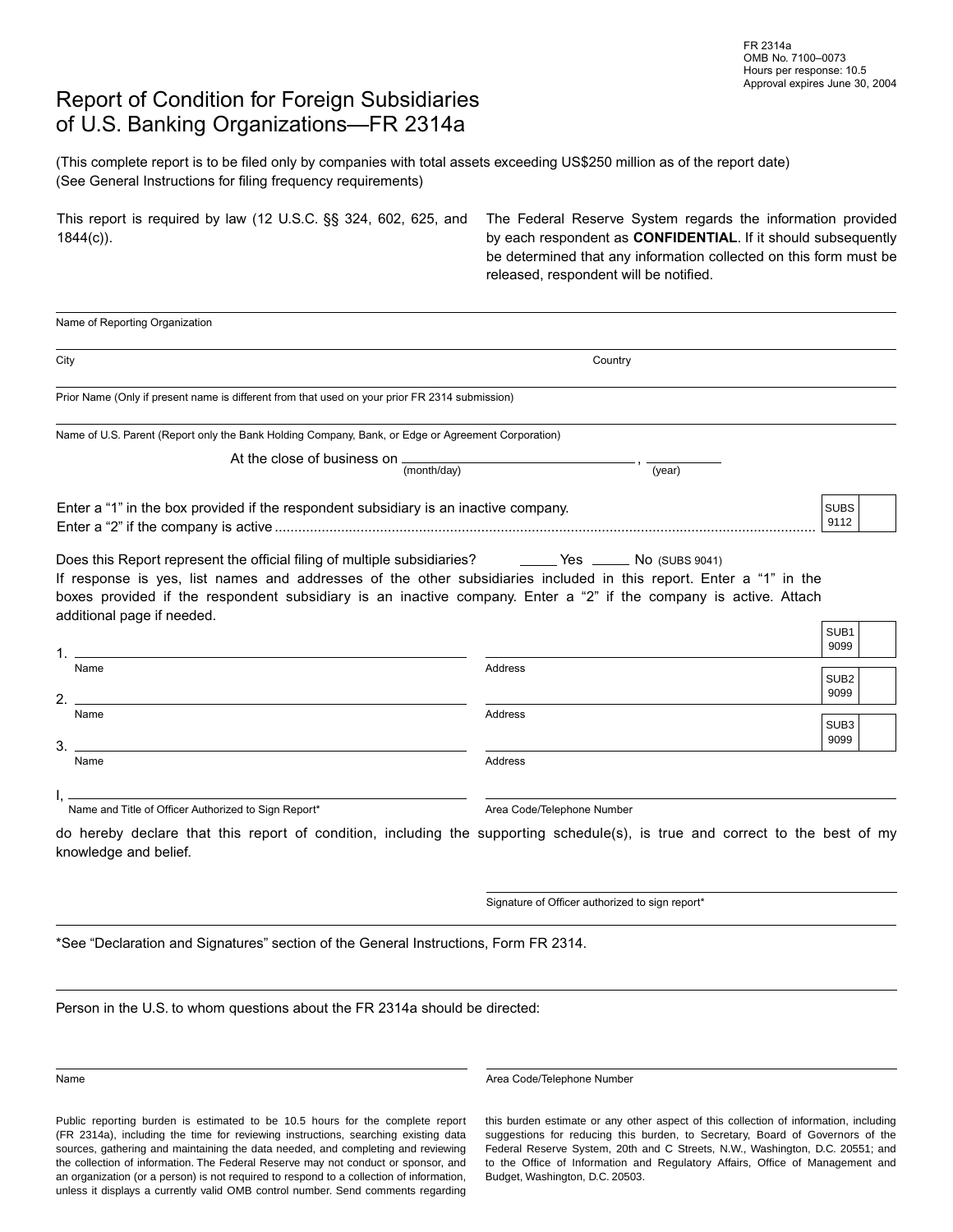FR 2314a
OMB No. 7100–0073
Hours per response: 10.5
Approval expires June 30, 2004

# Report of Condition for Foreign Subsidiaries of U.S. Banking Organizations—FR 2314a

(This complete report is to be filed only by companies with total assets exceeding US$250 million as of the report date)
(See General Instructions for filing frequency requirements)

This report is required by law (12 U.S.C. §§ 324, 602, 625, and 1844(c)).

The Federal Reserve System regards the information provided by each respondent as **CONFIDENTIAL**. If it should subsequently be determined that any information collected on this form must be released, respondent will be notified.

Name of Reporting Organization

City　　　　　　　　　　　　　　　　　　　　　　　　Country

Prior Name (Only if present name is different from that used on your prior FR 2314 submission)

Name of U.S. Parent (Report only the Bank Holding Company, Bank, or Edge or Agreement Corporation)

At the close of business on ______________________ (month/day), __________ (year)

Enter a "1" in the box provided if the respondent subsidiary is an inactive company.
Enter a "2" if the company is active .......... SUBS 9112 [ ]

Does this Report represent the official filing of multiple subsidiaries? _____ Yes _____ No (SUBS 9041)
If response is yes, list names and addresses of the other subsidiaries included in this report. Enter a "1" in the boxes provided if the respondent subsidiary is an inactive company. Enter a "2" if the company is active. Attach additional page if needed.

1. ______________________ Name　　______________________ Address　　SUB1 9099 [ ]

2. ______________________ Name　　______________________ Address　　SUB2 9099 [ ]

3. ______________________ Name　　______________________ Address　　SUB3 9099 [ ]

I, ______________________ Name and Title of Officer Authorized to Sign Report*　　______________________ Area Code/Telephone Number

do hereby declare that this report of condition, including the supporting schedule(s), is true and correct to the best of my knowledge and belief.

______________________
Signature of Officer authorized to sign report*

*See "Declaration and Signatures" section of the General Instructions, Form FR 2314.

Person in the U.S. to whom questions about the FR 2314a should be directed:

______________________ Name　　______________________ Area Code/Telephone Number

Public reporting burden is estimated to be 10.5 hours for the complete report (FR 2314a), including the time for reviewing instructions, searching existing data sources, gathering and maintaining the data needed, and completing and reviewing the collection of information. The Federal Reserve may not conduct or sponsor, and an organization (or a person) is not required to respond to a collection of information, unless it displays a currently valid OMB control number. Send comments regarding this burden estimate or any other aspect of this collection of information, including suggestions for reducing this burden, to Secretary, Board of Governors of the Federal Reserve System, 20th and C Streets, N.W., Washington, D.C. 20551; and to the Office of Information and Regulatory Affairs, Office of Management and Budget, Washington, D.C. 20503.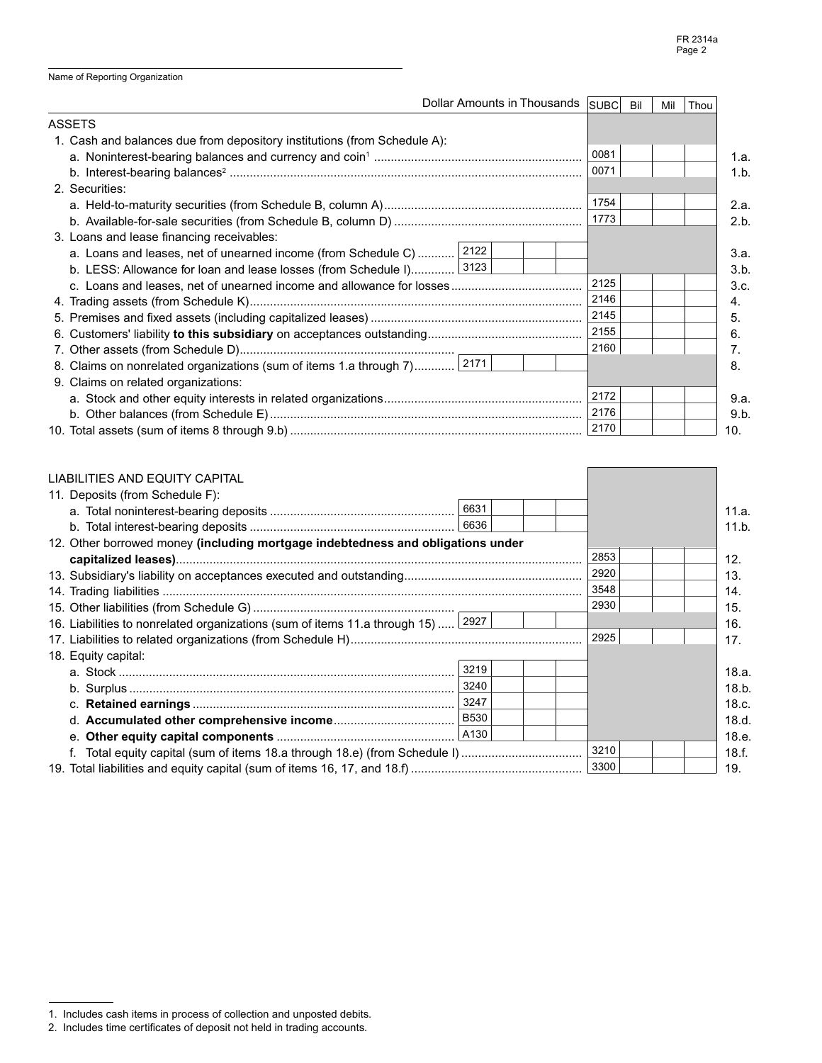Name of Reporting Organization

| Dollar Amounts in Thousands | | | | | SUBC | Bil | Mil | Thou | |
|---|---|---|---|---|---|---|---|---|---|
| **ASSETS** | | | | | | | | | |
| 1. Cash and balances due from depository institutions (from Schedule A): | | | | | | | | | |
| a. Noninterest-bearing balances and currency and coin[1] | | | | | 0081 | | | | 1.a. |
| b. Interest-bearing balances[2] | | | | | 0071 | | | | 1.b. |
| 2. Securities: | | | | | | | | | |
| a. Held-to-maturity securities (from Schedule B, column A) | | | | | 1754 | | | | 2.a. |
| b. Available-for-sale securities (from Schedule B, column D) | | | | | 1773 | | | | 2.b. |
| 3. Loans and lease financing receivables: | | | | | | | | | |
| a. Loans and leases, net of unearned income (from Schedule C) | 2122 | | | | | | | | 3.a. |
| b. LESS: Allowance for loan and lease losses (from Schedule I) | 3123 | | | | | | | | 3.b. |
| c. Loans and leases, net of unearned income and allowance for losses | | | | | 2125 | | | | 3.c. |
| 4. Trading assets (from Schedule K) | | | | | 2146 | | | | 4. |
| 5. Premises and fixed assets (including capitalized leases) | | | | | 2145 | | | | 5. |
| 6. Customers' liability **to this subsidiary** on acceptances outstanding | | | | | 2155 | | | | 6. |
| 7. Other assets (from Schedule D) | | | | | 2160 | | | | 7. |
| 8. Claims on nonrelated organizations (sum of items 1.a through 7) | 2171 | | | | | | | | 8. |
| 9. Claims on related organizations: | | | | | | | | | |
| a. Stock and other equity interests in related organizations | | | | | 2172 | | | | 9.a. |
| b. Other balances (from Schedule E) | | | | | 2176 | | | | 9.b. |
| 10. Total assets (sum of items 8 through 9.b) | | | | | 2170 | | | | 10. |
| **LIABILITIES AND EQUITY CAPITAL** | | | | | | | | | |
| 11. Deposits (from Schedule F): | | | | | | | | | |
| a. Total noninterest-bearing deposits | 6631 | | | | | | | | 11.a. |
| b. Total interest-bearing deposits | 6636 | | | | | | | | 11.b. |
| 12. Other borrowed money **(including mortgage indebtedness and obligations under capitalized leases)** | | | | | 2853 | | | | 12. |
| 13. Subsidiary's liability on acceptances executed and outstanding | | | | | 2920 | | | | 13. |
| 14. Trading liabilities | | | | | 3548 | | | | 14. |
| 15. Other liabilities (from Schedule G) | | | | | 2930 | | | | 15. |
| 16. Liabilities to nonrelated organizations (sum of items 11.a through 15) | 2927 | | | | | | | | 16. |
| 17. Liabilities to related organizations (from Schedule H) | | | | | 2925 | | | | 17. |
| 18. Equity capital: | | | | | | | | | |
| a. Stock | 3219 | | | | | | | | 18.a. |
| b. Surplus | 3240 | | | | | | | | 18.b. |
| c. **Retained earnings** | 3247 | | | | | | | | 18.c. |
| d. **Accumulated other comprehensive income** | B530 | | | | | | | | 18.d. |
| e. **Other equity capital components** | A130 | | | | | | | | 18.e. |
| f. Total equity capital (sum of items 18.a through 18.e) (from Schedule I) | | | | | 3210 | | | | 18.f. |
| 19. Total liabilities and equity capital (sum of items 16, 17, and 18.f) | | | | | 3300 | | | | 19. |

1. Includes cash items in process of collection and unposted debits.
2. Includes time certificates of deposit not held in trading accounts.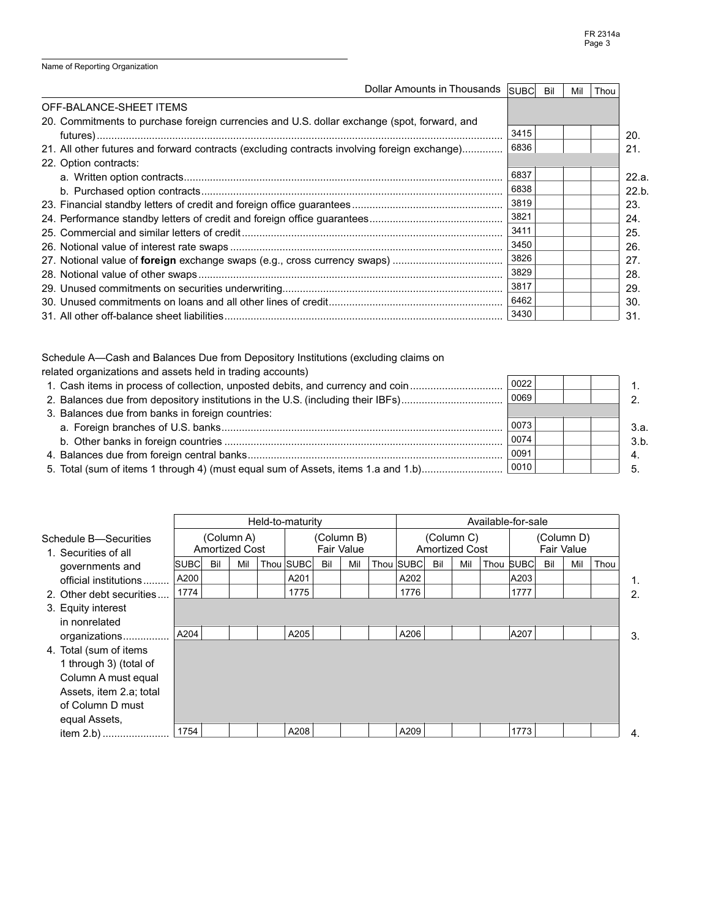Name of Reporting Organization

| Dollar Amounts in Thousands | SUBC | Bil | Mil | Thou | |
|---|---|---|---|---|---|
| **OFF-BALANCE-SHEET ITEMS** | | | | | |
| 20. Commitments to purchase foreign currencies and U.S. dollar exchange (spot, forward, and futures) | 3415 | | | | 20. |
| 21. All other futures and forward contracts (excluding contracts involving foreign exchange) | 6836 | | | | 21. |
| 22. Option contracts: | | | | | |
| a. Written option contracts | 6837 | | | | 22.a. |
| b. Purchased option contracts | 6838 | | | | 22.b. |
| 23. Financial standby letters of credit and foreign office guarantees | 3819 | | | | 23. |
| 24. Performance standby letters of credit and foreign office guarantees | 3821 | | | | 24. |
| 25. Commercial and similar letters of credit | 3411 | | | | 25. |
| 26. Notional value of interest rate swaps | 3450 | | | | 26. |
| 27. Notional value of **foreign** exchange swaps (e.g., cross currency swaps) | 3826 | | | | 27. |
| 28. Notional value of other swaps | 3829 | | | | 28. |
| 29. Unused commitments on securities underwriting | 3817 | | | | 29. |
| 30. Unused commitments on loans and all other lines of credit | 6462 | | | | 30. |
| 31. All other off-balance sheet liabilities | 3430 | | | | 31. |

Schedule A—Cash and Balances Due from Depository Institutions (excluding claims on related organizations and assets held in trading accounts)

| | SUBC | Bil | Mil | Thou | |
|---|---|---|---|---|---|
| 1. Cash items in process of collection, unposted debits, and currency and coin | 0022 | | | | 1. |
| 2. Balances due from depository institutions in the U.S. (including their IBFs) | 0069 | | | | 2. |
| 3. Balances due from banks in foreign countries: | | | | | |
| a. Foreign branches of U.S. banks | 0073 | | | | 3.a. |
| b. Other banks in foreign countries | 0074 | | | | 3.b. |
| 4. Balances due from foreign central banks | 0091 | | | | 4. |
| 5. Total (sum of items 1 through 4) (must equal sum of Assets, items 1.a and 1.b) | 0010 | | | | 5. |

| Schedule B—Securities | Held-to-maturity | | | | | | | | Available-for-sale | | | | | | | | |
|---|---|---|---|---|---|---|---|---|---|---|---|---|---|---|---|---|---|
| | (Column A) Amortized Cost | | | | (Column B) Fair Value | | | | (Column C) Amortized Cost | | | | (Column D) Fair Value | | | | |
| | SUBC | Bil | Mil | Thou | SUBC | Bil | Mil | Thou | SUBC | Bil | Mil | Thou | SUBC | Bil | Mil | Thou | |
| 1. Securities of all governments and official institutions | A200 | | | | A201 | | | | A202 | | | | A203 | | | | 1. |
| 2. Other debt securities | 1774 | | | | 1775 | | | | 1776 | | | | 1777 | | | | 2. |
| 3. Equity interest in nonrelated organizations | A204 | | | | A205 | | | | A206 | | | | A207 | | | | 3. |
| 4. Total (sum of items 1 through 3) (total of Column A must equal Assets, item 2.a; total of Column D must equal Assets, item 2.b) | 1754 | | | | A208 | | | | A209 | | | | 1773 | | | | 4. |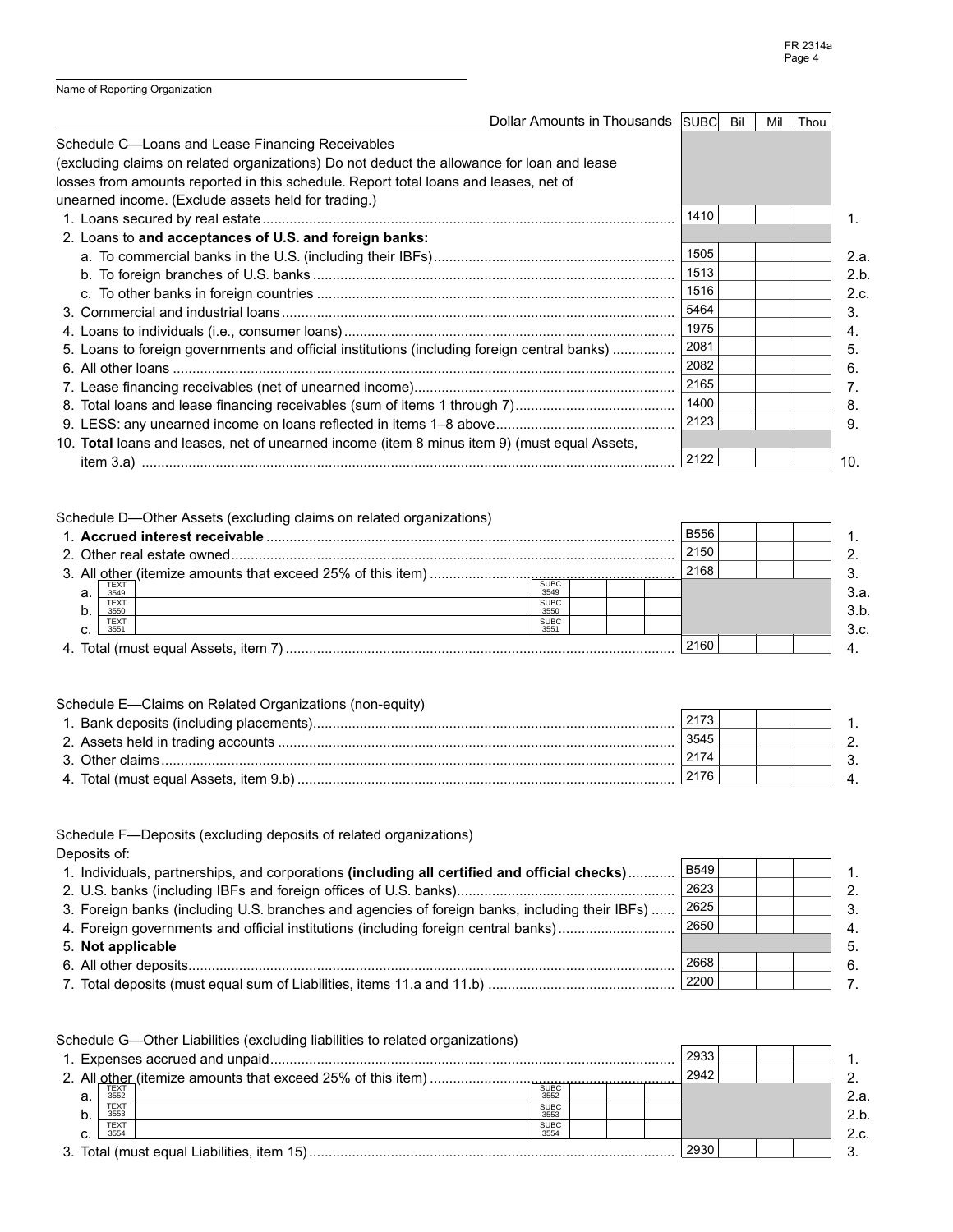Name of Reporting Organization

| Dollar Amounts in Thousands | SUBC | Bil | Mil | Thou | |
|---|---|---|---|---|---|
| Schedule C—Loans and Lease Financing Receivables (excluding claims on related organizations) Do not deduct the allowance for loan and lease losses from amounts reported in this schedule. Report total loans and leases, net of unearned income. (Exclude assets held for trading.) | | | | | |
| 1. Loans secured by real estate | 1410 | | | | 1. |
| 2. Loans to **and acceptances of U.S. and foreign banks:** | | | | | |
| a. To commercial banks in the U.S. (including their IBFs) | 1505 | | | | 2.a. |
| b. To foreign branches of U.S. banks | 1513 | | | | 2.b. |
| c. To other banks in foreign countries | 1516 | | | | 2.c. |
| 3. Commercial and industrial loans | 5464 | | | | 3. |
| 4. Loans to individuals (i.e., consumer loans) | 1975 | | | | 4. |
| 5. Loans to foreign governments and official institutions (including foreign central banks) | 2081 | | | | 5. |
| 6. All other loans | 2082 | | | | 6. |
| 7. Lease financing receivables (net of unearned income) | 2165 | | | | 7. |
| 8. Total loans and lease financing receivables (sum of items 1 through 7) | 1400 | | | | 8. |
| 9. LESS: any unearned income on loans reflected in items 1–8 above | 2123 | | | | 9. |
| 10. **Total** loans and leases, net of unearned income (item 8 minus item 9) (must equal Assets, item 3.a) | 2122 | | | | 10. |

| Schedule D—Other Assets (excluding claims on related organizations) | | | | | |
|---|---|---|---|---|---|
| 1. **Accrued interest receivable** | B556 | | | | 1. |
| 2. Other real estate owned | 2150 | | | | 2. |
| 3. All other (itemize amounts that exceed 25% of this item) | 2168 | | | | 3. |
| a. TEXT 3549 — SUBC 3549 | | | | | 3.a. |
| b. TEXT 3550 — SUBC 3550 | | | | | 3.b. |
| c. TEXT 3551 — SUBC 3551 | | | | | 3.c. |
| 4. Total (must equal Assets, item 7) | 2160 | | | | 4. |

| Schedule E—Claims on Related Organizations (non-equity) | | | | | |
|---|---|---|---|---|---|
| 1. Bank deposits (including placements) | 2173 | | | | 1. |
| 2. Assets held in trading accounts | 3545 | | | | 2. |
| 3. Other claims | 2174 | | | | 3. |
| 4. Total (must equal Assets, item 9.b) | 2176 | | | | 4. |

| Schedule F—Deposits (excluding deposits of related organizations) Deposits of: | | | | | |
|---|---|---|---|---|---|
| 1. Individuals, partnerships, and corporations **(including all certified and official checks)** | B549 | | | | 1. |
| 2. U.S. banks (including IBFs and foreign offices of U.S. banks) | 2623 | | | | 2. |
| 3. Foreign banks (including U.S. branches and agencies of foreign banks, including their IBFs) | 2625 | | | | 3. |
| 4. Foreign governments and official institutions (including foreign central banks) | 2650 | | | | 4. |
| 5. **Not applicable** | | | | | 5. |
| 6. All other deposits | 2668 | | | | 6. |
| 7. Total deposits (must equal sum of Liabilities, items 11.a and 11.b) | 2200 | | | | 7. |

| Schedule G—Other Liabilities (excluding liabilities to related organizations) | | | | | |
|---|---|---|---|---|---|
| 1. Expenses accrued and unpaid | 2933 | | | | 1. |
| 2. All other (itemize amounts that exceed 25% of this item) | 2942 | | | | 2. |
| a. TEXT 3552 — SUBC 3552 | | | | | 2.a. |
| b. TEXT 3553 — SUBC 3553 | | | | | 2.b. |
| c. TEXT 3554 — SUBC 3554 | | | | | 2.c. |
| 3. Total (must equal Liabilities, item 15) | 2930 | | | | 3. |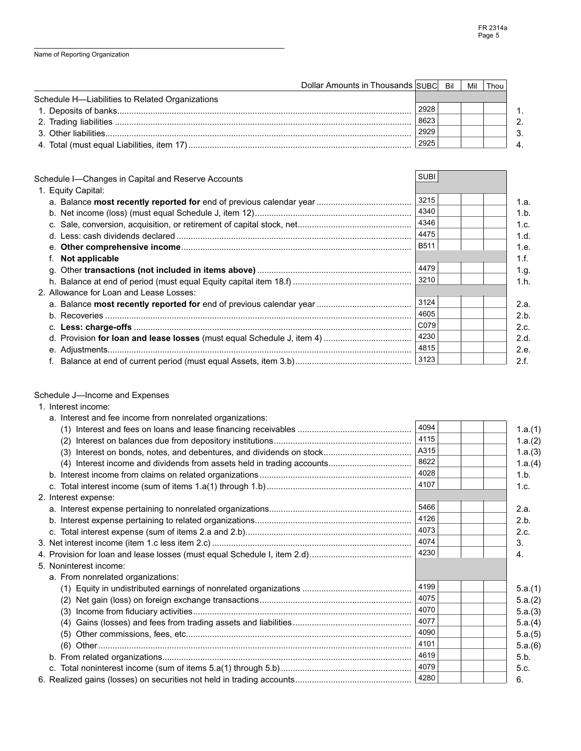Name of Reporting Organization

| Dollar Amounts in Thousands | SUBC | Bil | Mil | Thou | |
|---|---|---|---|---|---|
| **Schedule H—Liabilities to Related Organizations** | | | | | |
| 1. Deposits of banks | 2928 | | | | 1. |
| 2. Trading liabilities | 8623 | | | | 2. |
| 3. Other liabilities | 2929 | | | | 3. |
| 4. Total (must equal Liabilities, item 17) | 2925 | | | | 4. |

| Schedule I—Changes in Capital and Reserve Accounts | SUBI | | | | |
|---|---|---|---|---|---|
| 1. Equity Capital: | | | | | |
| a. Balance **most recently reported for** end of previous calendar year | 3215 | | | | 1.a. |
| b. Net income (loss) (must equal Schedule J, item 12) | 4340 | | | | 1.b. |
| c. Sale, conversion, acquisition, or retirement of capital stock, net | 4346 | | | | 1.c. |
| d. Less: cash dividends declared | 4475 | | | | 1.d. |
| e. **Other comprehensive income** | B511 | | | | 1.e. |
| f. **Not applicable** | | | | | 1.f. |
| g. Other **transactions (not included in items above)** | 4479 | | | | 1.g. |
| h. Balance at end of period (must equal Equity capital item 18.f) | 3210 | | | | 1.h. |
| 2. Allowance for Loan and Lease Losses: | | | | | |
| a. Balance **most recently reported for** end of previous calendar year | 3124 | | | | 2.a. |
| b. Recoveries | 4605 | | | | 2.b. |
| c. **Less: charge-offs** | C079 | | | | 2.c. |
| d. Provision **for loan and lease losses** (must equal Schedule J, item 4) | 4230 | | | | 2.d. |
| e. Adjustments | 4815 | | | | 2.e. |
| f. Balance at end of current period (must equal Assets, item 3.b) | 3123 | | | | 2.f. |

| Schedule J—Income and Expenses | | | | | |
|---|---|---|---|---|---|
| 1. Interest income: | | | | | |
| a. Interest and fee income from nonrelated organizations: | | | | | |
| (1) Interest and fees on loans and lease financing receivables | 4094 | | | | 1.a.(1) |
| (2) Interest on balances due from depository institutions | 4115 | | | | 1.a.(2) |
| (3) Interest on bonds, notes, and debentures, and dividends on stock | A315 | | | | 1.a.(3) |
| (4) Interest income and dividends from assets held in trading accounts | 8622 | | | | 1.a.(4) |
| b. Interest income from claims on related organizations | 4028 | | | | 1.b. |
| c. Total interest income (sum of items 1.a(1) through 1.b) | 4107 | | | | 1.c. |
| 2. Interest expense: | | | | | |
| a. Interest expense pertaining to nonrelated organizations | 5466 | | | | 2.a. |
| b. Interest expense pertaining to related organizations | 4126 | | | | 2.b. |
| c. Total interest expense (sum of items 2.a and 2.b) | 4073 | | | | 2.c. |
| 3. Net interest income (item 1.c less item 2.c) | 4074 | | | | 3. |
| 4. Provision for loan and lease losses (must equal Schedule I, item 2.d) | 4230 | | | | 4. |
| 5. Noninterest income: | | | | | |
| a. From nonrelated organizations: | | | | | |
| (1) Equity in undistributed earnings of nonrelated organizations | 4199 | | | | 5.a.(1) |
| (2) Net gain (loss) on foreign exchange transactions | 4075 | | | | 5.a.(2) |
| (3) Income from fiduciary activities | 4070 | | | | 5.a.(3) |
| (4) Gains (losses) and fees from trading assets and liabilities | 4077 | | | | 5.a.(4) |
| (5) Other commissions, fees, etc. | 4090 | | | | 5.a.(5) |
| (6) Other | 4101 | | | | 5.a.(6) |
| b. From related organizations | 4619 | | | | 5.b. |
| c. Total noninterest income (sum of items 5.a(1) through 5.b) | 4079 | | | | 5.c. |
| 6. Realized gains (losses) on securities not held in trading accounts | 4280 | | | | 6. |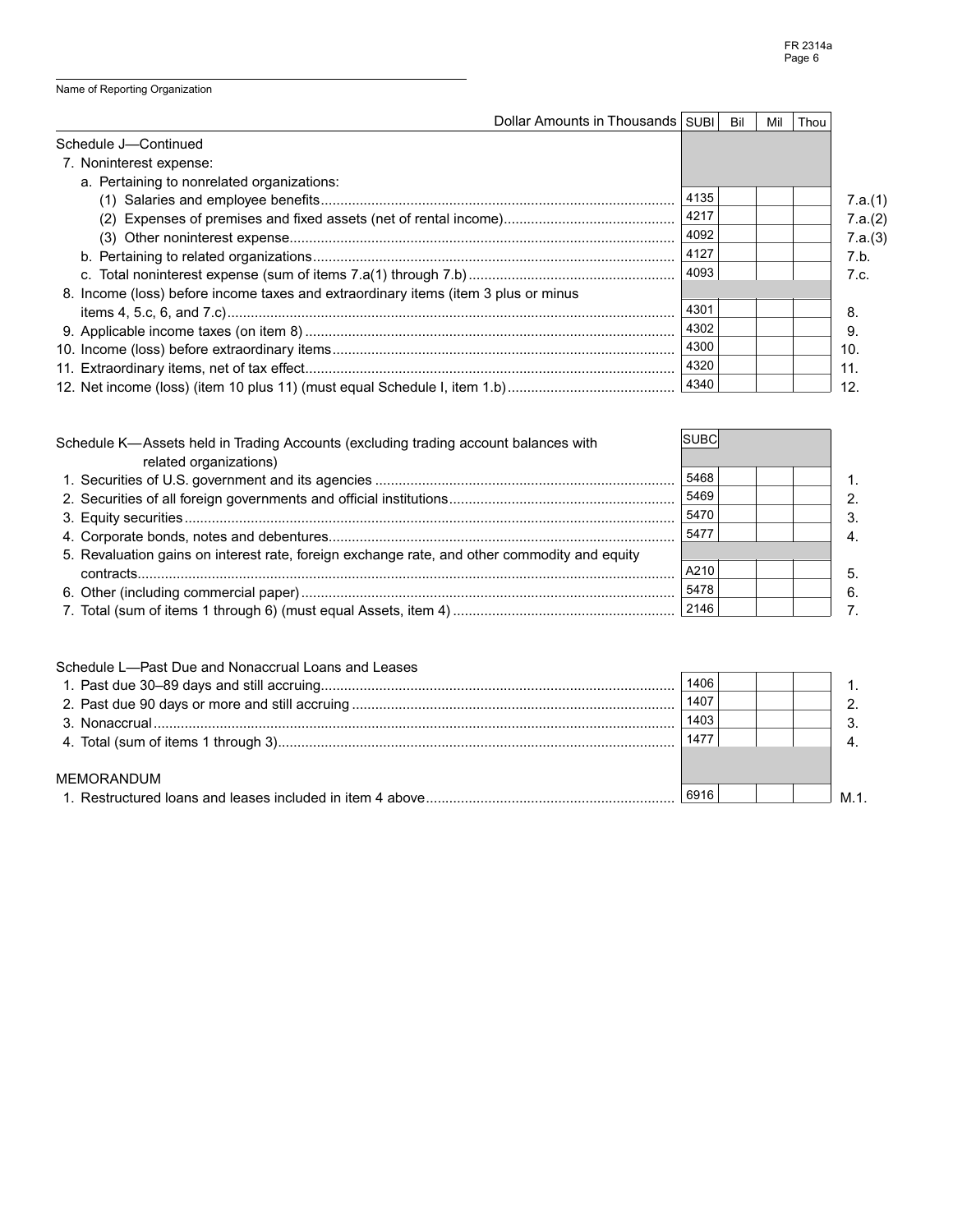Name of Reporting Organization

| Dollar Amounts in Thousands | SUBI | Bil | Mil | Thou | |
|---|---|---|---|---|---|
| **Schedule J—Continued** | | | | | |
| 7. Noninterest expense: | | | | | |
| a. Pertaining to nonrelated organizations: | | | | | |
| (1) Salaries and employee benefits | 4135 | | | | 7.a.(1) |
| (2) Expenses of premises and fixed assets (net of rental income) | 4217 | | | | 7.a.(2) |
| (3) Other noninterest expense | 4092 | | | | 7.a.(3) |
| b. Pertaining to related organizations | 4127 | | | | 7.b. |
| c. Total noninterest expense (sum of items 7.a(1) through 7.b) | 4093 | | | | 7.c. |
| 8. Income (loss) before income taxes and extraordinary items (item 3 plus or minus items 4, 5.c, 6, and 7.c) | 4301 | | | | 8. |
| 9. Applicable income taxes (on item 8) | 4302 | | | | 9. |
| 10. Income (loss) before extraordinary items | 4300 | | | | 10. |
| 11. Extraordinary items, net of tax effect | 4320 | | | | 11. |
| 12. Net income (loss) (item 10 plus 11) (must equal Schedule I, item 1.b) | 4340 | | | | 12. |

| Schedule K—Assets held in Trading Accounts (excluding trading account balances with related organizations) | SUBC | Bil | Mil | Thou | |
|---|---|---|---|---|---|
| 1. Securities of U.S. government and its agencies | 5468 | | | | 1. |
| 2. Securities of all foreign governments and official institutions | 5469 | | | | 2. |
| 3. Equity securities | 5470 | | | | 3. |
| 4. Corporate bonds, notes and debentures | 5477 | | | | 4. |
| 5. Revaluation gains on interest rate, foreign exchange rate, and other commodity and equity contracts | A210 | | | | 5. |
| 6. Other (including commercial paper) | 5478 | | | | 6. |
| 7. Total (sum of items 1 through 6) (must equal Assets, item 4) | 2146 | | | | 7. |

| Schedule L—Past Due and Nonaccrual Loans and Leases | | Bil | Mil | Thou | |
|---|---|---|---|---|---|
| 1. Past due 30–89 days and still accruing | 1406 | | | | 1. |
| 2. Past due 90 days or more and still accruing | 1407 | | | | 2. |
| 3. Nonaccrual | 1403 | | | | 3. |
| 4. Total (sum of items 1 through 3) | 1477 | | | | 4. |
| MEMORANDUM | | | | | |
| 1. Restructured loans and leases included in item 4 above | 6916 | | | | M.1. |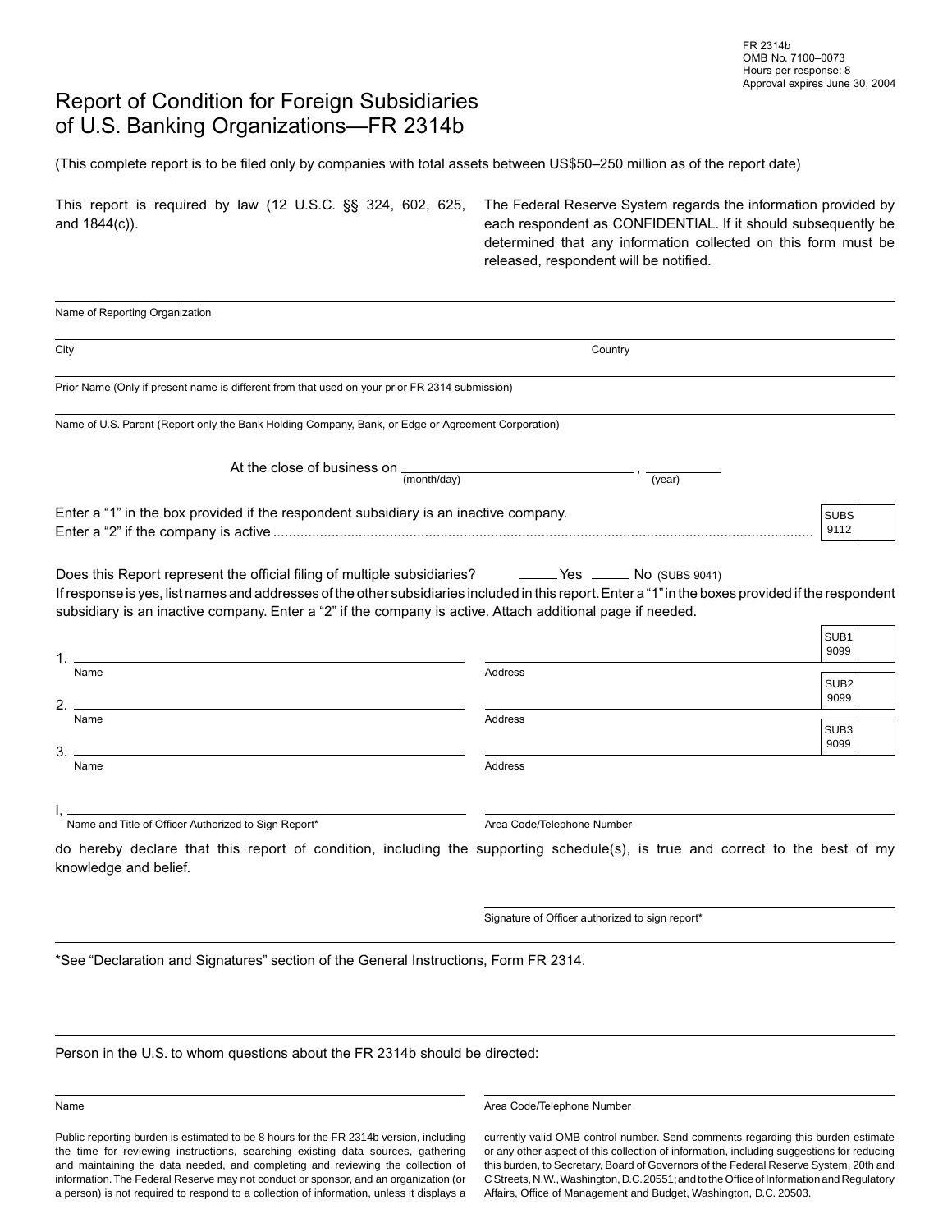FR 2314b
OMB No. 7100–0073
Hours per response: 8
Approval expires June 30, 2004

# Report of Condition for Foreign Subsidiaries of U.S. Banking Organizations—FR 2314b

(This complete report is to be filed only by companies with total assets between US$50–250 million as of the report date)

This report is required by law (12 U.S.C. §§ 324, 602, 625, and 1844(c)).

The Federal Reserve System regards the information provided by each respondent as CONFIDENTIAL. If it should subsequently be determined that any information collected on this form must be released, respondent will be notified.

Name of Reporting Organization ____________________

City ____________________ Country ____________________

Prior Name (Only if present name is different from that used on your prior FR 2314 submission) ____________________

Name of U.S. Parent (Report only the Bank Holding Company, Bank, or Edge or Agreement Corporation) ____________________

At the close of business on ____________________ (month/day), ________ (year)

Enter a "1" in the box provided if the respondent subsidiary is an inactive company.
Enter a "2" if the company is active ........................................................................ SUBS 9112 [ ]

Does this Report represent the official filing of multiple subsidiaries? _____ Yes _____ No (SUBS 9041)

If response is yes, list names and addresses of the other subsidiaries included in this report. Enter a "1" in the boxes provided if the respondent subsidiary is an inactive company. Enter a "2" if the company is active. Attach additional page if needed.

| | Name | Address | | |
|---|---|---|---|---|
| 1. | | | SUB1 9099 | |
| 2. | | | SUB2 9099 | |
| 3. | | | SUB3 9099 | |

I, ____________________ (Name and Title of Officer Authorized to Sign Report*) ____________________ (Area Code/Telephone Number)

do hereby declare that this report of condition, including the supporting schedule(s), is true and correct to the best of my knowledge and belief.

____________________
Signature of Officer authorized to sign report*

*See "Declaration and Signatures" section of the General Instructions, Form FR 2314.

Person in the U.S. to whom questions about the FR 2314b should be directed:

____________________ Name ____________________ Area Code/Telephone Number

Public reporting burden is estimated to be 8 hours for the FR 2314b version, including the time for reviewing instructions, searching existing data sources, gathering and maintaining the data needed, and completing and reviewing the collection of information. The Federal Reserve may not conduct or sponsor, and an organization (or a person) is not required to respond to a collection of information, unless it displays a currently valid OMB control number. Send comments regarding this burden estimate or any other aspect of this collection of information, including suggestions for reducing this burden, to Secretary, Board of Governors of the Federal Reserve System, 20th and C Streets, N.W., Washington, D.C. 20551; and to the Office of Information and Regulatory Affairs, Office of Management and Budget, Washington, D.C. 20503.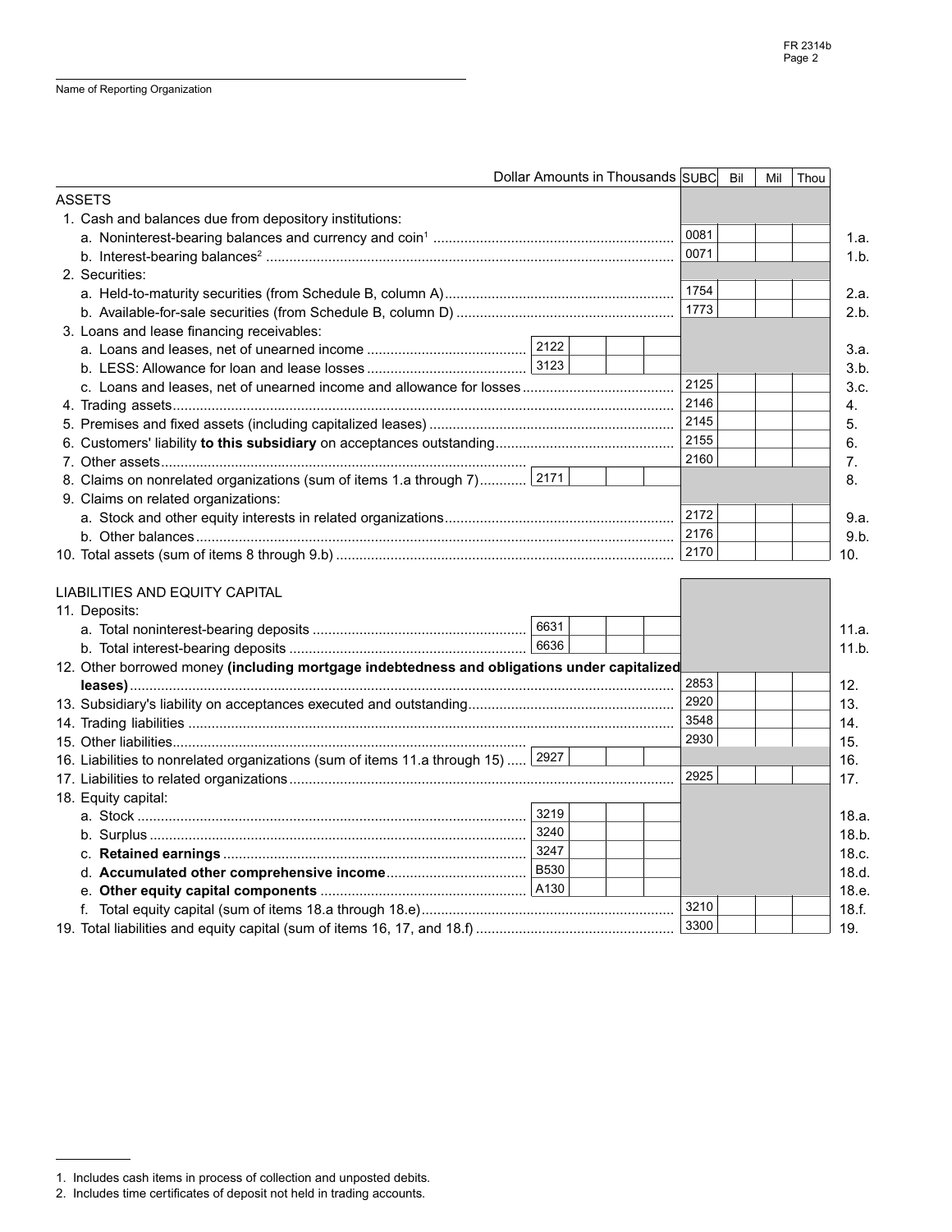Name of Reporting Organization

| Dollar Amounts in Thousands | | SUBC | Bil | Mil | Thou | |
|---|---|---|---|---|---|---|
| **ASSETS** | | | | | | |
| 1. Cash and balances due from depository institutions: | | | | | | |
| a. Noninterest-bearing balances and currency and coin[1] | | 0081 | | | | 1.a. |
| b. Interest-bearing balances[2] | | 0071 | | | | 1.b. |
| 2. Securities: | | | | | | |
| a. Held-to-maturity securities (from Schedule B, column A) | | 1754 | | | | 2.a. |
| b. Available-for-sale securities (from Schedule B, column D) | | 1773 | | | | 2.b. |
| 3. Loans and lease financing receivables: | | | | | | |
| a. Loans and leases, net of unearned income | 2122 | | | | | 3.a. |
| b. LESS: Allowance for loan and lease losses | 3123 | | | | | 3.b. |
| c. Loans and leases, net of unearned income and allowance for losses | | 2125 | | | | 3.c. |
| 4. Trading assets | | 2146 | | | | 4. |
| 5. Premises and fixed assets (including capitalized leases) | | 2145 | | | | 5. |
| 6. Customers' liability **to this subsidiary** on acceptances outstanding | | 2155 | | | | 6. |
| 7. Other assets | | 2160 | | | | 7. |
| 8. Claims on nonrelated organizations (sum of items 1.a through 7) | 2171 | | | | | 8. |
| 9. Claims on related organizations: | | | | | | |
| a. Stock and other equity interests in related organizations | | 2172 | | | | 9.a. |
| b. Other balances | | 2176 | | | | 9.b. |
| 10. Total assets (sum of items 8 through 9.b) | | 2170 | | | | 10. |
| **LIABILITIES AND EQUITY CAPITAL** | | | | | | |
| 11. Deposits: | | | | | | |
| a. Total noninterest-bearing deposits | 6631 | | | | | 11.a. |
| b. Total interest-bearing deposits | 6636 | | | | | 11.b. |
| 12. Other borrowed money **(including mortgage indebtedness and obligations under capitalized leases)** | | 2853 | | | | 12. |
| 13. Subsidiary's liability on acceptances executed and outstanding | | 2920 | | | | 13. |
| 14. Trading liabilities | | 3548 | | | | 14. |
| 15. Other liabilities | | 2930 | | | | 15. |
| 16. Liabilities to nonrelated organizations (sum of items 11.a through 15) | 2927 | | | | | 16. |
| 17. Liabilities to related organizations | | 2925 | | | | 17. |
| 18. Equity capital: | | | | | | |
| a. Stock | 3219 | | | | | 18.a. |
| b. Surplus | 3240 | | | | | 18.b. |
| c. **Retained earnings** | 3247 | | | | | 18.c. |
| d. **Accumulated other comprehensive income** | B530 | | | | | 18.d. |
| e. **Other equity capital components** | A130 | | | | | 18.e. |
| f. Total equity capital (sum of items 18.a through 18.e) | | 3210 | | | | 18.f. |
| 19. Total liabilities and equity capital (sum of items 16, 17, and 18.f) | | 3300 | | | | 19. |

1. Includes cash items in process of collection and unposted debits.
2. Includes time certificates of deposit not held in trading accounts.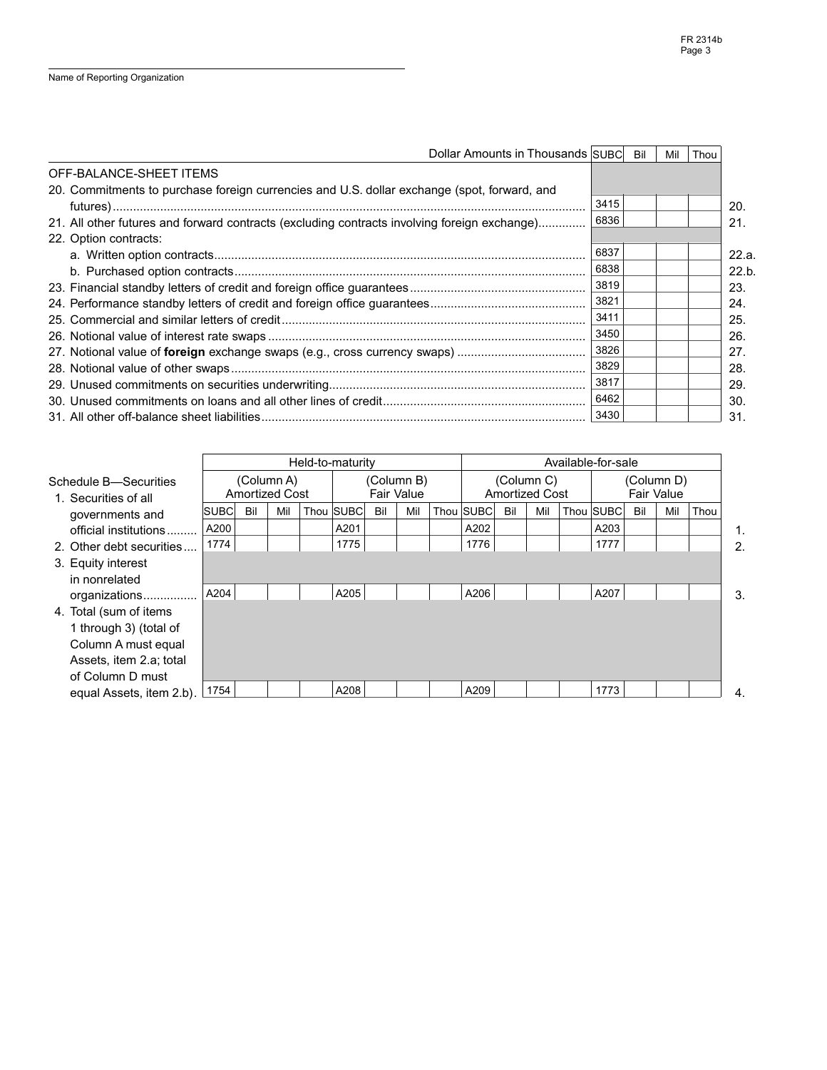Name of Reporting Organization

| Dollar Amounts in Thousands | SUBC | Bil | Mil | Thou | |
|---|---|---|---|---|---|
| OFF-BALANCE-SHEET ITEMS | | | | | |
| 20. Commitments to purchase foreign currencies and U.S. dollar exchange (spot, forward, and futures) | 3415 | | | | 20. |
| 21. All other futures and forward contracts (excluding contracts involving foreign exchange) | 6836 | | | | 21. |
| 22. Option contracts: | | | | | |
| a. Written option contracts | 6837 | | | | 22.a. |
| b. Purchased option contracts | 6838 | | | | 22.b. |
| 23. Financial standby letters of credit and foreign office guarantees | 3819 | | | | 23. |
| 24. Performance standby letters of credit and foreign office guarantees | 3821 | | | | 24. |
| 25. Commercial and similar letters of credit | 3411 | | | | 25. |
| 26. Notional value of interest rate swaps | 3450 | | | | 26. |
| 27. Notional value of **foreign** exchange swaps (e.g., cross currency swaps) | 3826 | | | | 27. |
| 28. Notional value of other swaps | 3829 | | | | 28. |
| 29. Unused commitments on securities underwriting | 3817 | | | | 29. |
| 30. Unused commitments on loans and all other lines of credit | 6462 | | | | 30. |
| 31. All other off-balance sheet liabilities | 3430 | | | | 31. |

| Schedule B—Securities | Held-to-maturity | | | | | | | | Available-for-sale | | | | | | | | |
|---|---|---|---|---|---|---|---|---|---|---|---|---|---|---|---|---|---|
| | (Column A) Amortized Cost | | | | (Column B) Fair Value | | | | (Column C) Amortized Cost | | | | (Column D) Fair Value | | | | |
| | SUBC | Bil | Mil | Thou | SUBC | Bil | Mil | Thou | SUBC | Bil | Mil | Thou | SUBC | Bil | Mil | Thou | |
| 1. Securities of all governments and official institutions | A200 | | | | A201 | | | | A202 | | | | A203 | | | | 1. |
| 2. Other debt securities | 1774 | | | | 1775 | | | | 1776 | | | | 1777 | | | | 2. |
| 3. Equity interest in nonrelated organizations | A204 | | | | A205 | | | | A206 | | | | A207 | | | | 3. |
| 4. Total (sum of items 1 through 3) (total of Column A must equal Assets, item 2.a; total of Column D must equal Assets, item 2.b) | 1754 | | | | A208 | | | | A209 | | | | 1773 | | | | 4. |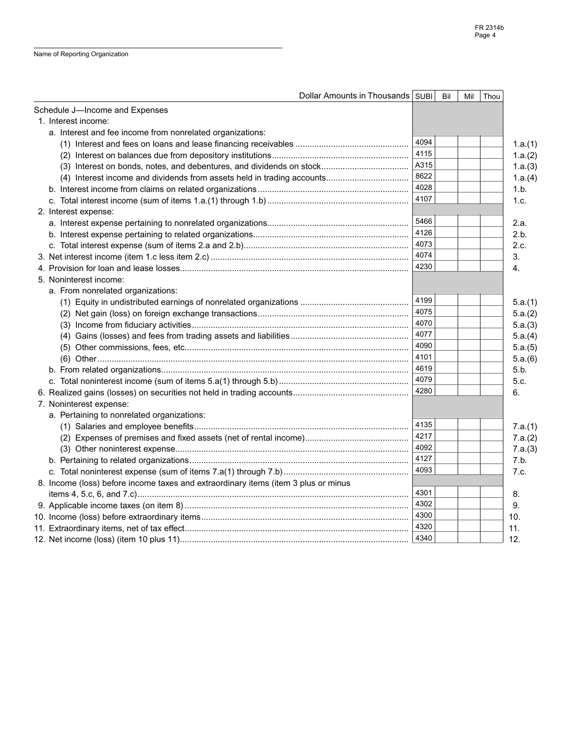Name of Reporting Organization

| Dollar Amounts in Thousands | SUBI | Bil | Mil | Thou | |
|---|---|---|---|---|---|
| **Schedule J—Income and Expenses** | | | | | |
| 1. Interest income: | | | | | |
| a. Interest and fee income from nonrelated organizations: | | | | | |
| (1) Interest and fees on loans and lease financing receivables | 4094 | | | | 1.a.(1) |
| (2) Interest on balances due from depository institutions | 4115 | | | | 1.a.(2) |
| (3) Interest on bonds, notes, and debentures, and dividends on stock | A315 | | | | 1.a.(3) |
| (4) Interest income and dividends from assets held in trading accounts | 8622 | | | | 1.a.(4) |
| b. Interest income from claims on related organizations | 4028 | | | | 1.b. |
| c. Total interest income (sum of items 1.a.(1) through 1.b) | 4107 | | | | 1.c. |
| 2. Interest expense: | | | | | |
| a. Interest expense pertaining to nonrelated organizations | 5466 | | | | 2.a. |
| b. Interest expense pertaining to related organizations | 4126 | | | | 2.b. |
| c. Total interest expense (sum of items 2.a and 2.b) | 4073 | | | | 2.c. |
| 3. Net interest income (item 1.c less item 2.c) | 4074 | | | | 3. |
| 4. Provision for loan and lease losses | 4230 | | | | 4. |
| 5. Noninterest income: | | | | | |
| a. From nonrelated organizations: | | | | | |
| (1) Equity in undistributed earnings of nonrelated organizations | 4199 | | | | 5.a.(1) |
| (2) Net gain (loss) on foreign exchange transactions | 4075 | | | | 5.a.(2) |
| (3) Income from fiduciary activities | 4070 | | | | 5.a.(3) |
| (4) Gains (losses) and fees from trading assets and liabilities | 4077 | | | | 5.a.(4) |
| (5) Other commissions, fees, etc. | 4090 | | | | 5.a.(5) |
| (6) Other | 4101 | | | | 5.a.(6) |
| b. From related organizations | 4619 | | | | 5.b. |
| c. Total noninterest income (sum of items 5.a(1) through 5.b) | 4079 | | | | 5.c. |
| 6. Realized gains (losses) on securities not held in trading accounts | 4280 | | | | 6. |
| 7. Noninterest expense: | | | | | |
| a. Pertaining to nonrelated organizations: | | | | | |
| (1) Salaries and employee benefits | 4135 | | | | 7.a.(1) |
| (2) Expenses of premises and fixed assets (net of rental income) | 4217 | | | | 7.a.(2) |
| (3) Other noninterest expense | 4092 | | | | 7.a.(3) |
| b. Pertaining to related organizations | 4127 | | | | 7.b. |
| c. Total noninterest expense (sum of items 7.a(1) through 7.b) | 4093 | | | | 7.c. |
| 8. Income (loss) before income taxes and extraordinary items (item 3 plus or minus items 4, 5.c, 6, and 7.c) | 4301 | | | | 8. |
| 9. Applicable income taxes (on item 8) | 4302 | | | | 9. |
| 10. Income (loss) before extraordinary items | 4300 | | | | 10. |
| 11. Extraordinary items, net of tax effect | 4320 | | | | 11. |
| 12. Net income (loss) (item 10 plus 11) | 4340 | | | | 12. |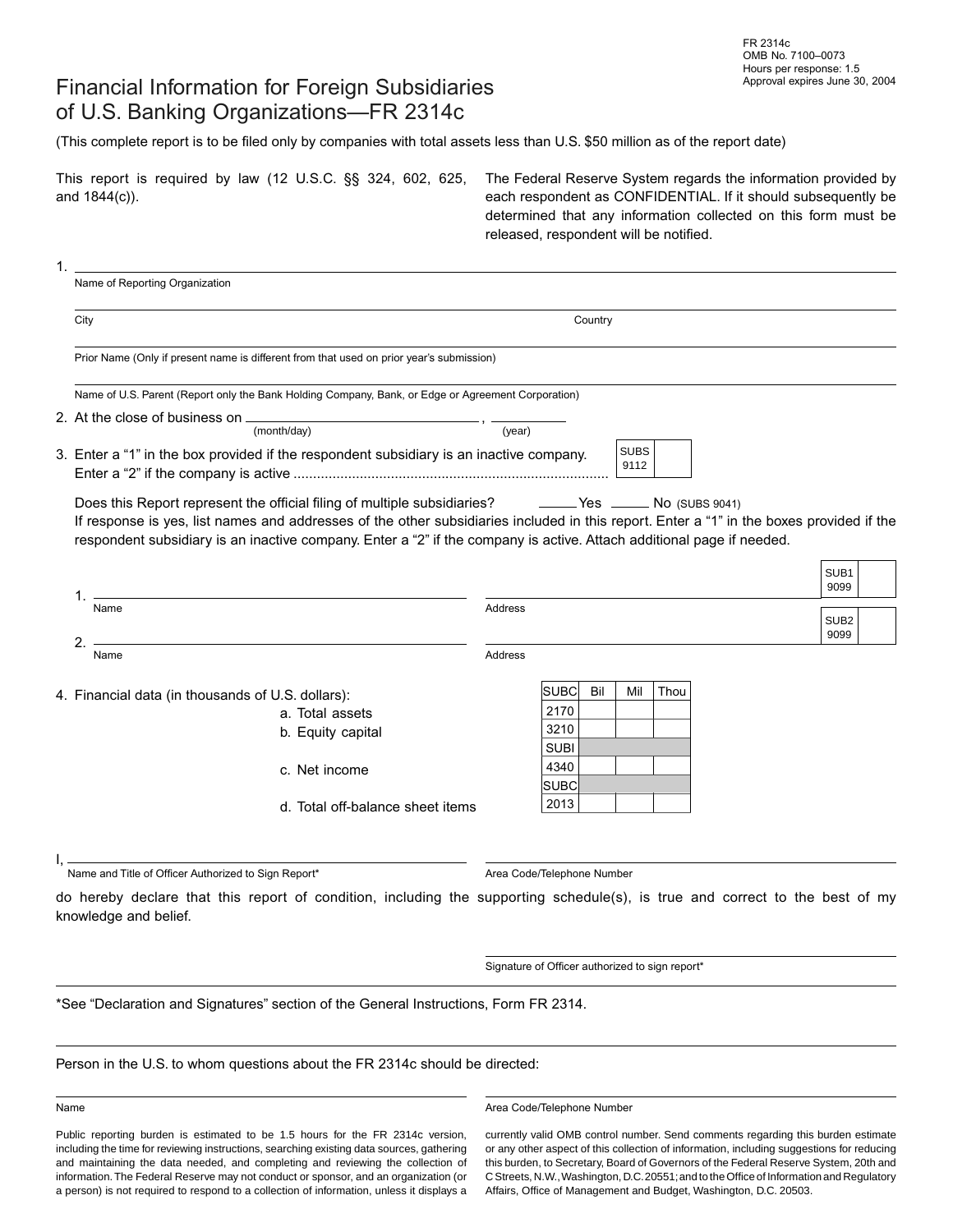FR 2314c
OMB No. 7100–0073
Hours per response: 1.5
Approval expires June 30, 2004

# Financial Information for Foreign Subsidiaries of U.S. Banking Organizations—FR 2314c

(This complete report is to be filed only by companies with total assets less than U.S. $50 million as of the report date)

This report is required by law (12 U.S.C. §§ 324, 602, 625, and 1844(c)).

The Federal Reserve System regards the information provided by each respondent as CONFIDENTIAL. If it should subsequently be determined that any information collected on this form must be released, respondent will be notified.

1. ______________________________________________
Name of Reporting Organization

______________________________________________
City                                                                 Country

______________________________________________
Prior Name (Only if present name is different from that used on prior year's submission)

______________________________________________
Name of U.S. Parent (Report only the Bank Holding Company, Bank, or Edge or Agreement Corporation)

2. At the close of business on ______________________ , __________
(month/day)                    (year)

3. Enter a "1" in the box provided if the respondent subsidiary is an inactive company. Enter a "2" if the company is active ................................................................................ SUBS 9112 [ ]

Does this Report represent the official filing of multiple subsidiaries? _____ Yes _____ No (SUBS 9041)

If response is yes, list names and addresses of the other subsidiaries included in this report. Enter a "1" in the boxes provided if the respondent subsidiary is an inactive company. Enter a "2" if the company is active. Attach additional page if needed.

1. ______________________ ______________________ SUB1 9099 [ ]
Name                                         Address

2. ______________________ ______________________ SUB2 9099 [ ]
Name                                         Address

4. Financial data (in thousands of U.S. dollars):

| | SUBC | Bil | Mil | Thou |
|---|---|---|---|---|
| a. Total assets | 2170 | | | |
| b. Equity capital | 3210 | | | |
| | SUBI | | | |
| c. Net income | 4340 | | | |
| | SUBC | | | |
| d. Total off-balance sheet items | 2013 | | | |

I, ______________________________________________ ______________________
Name and Title of Officer Authorized to Sign Report*                Area Code/Telephone Number

do hereby declare that this report of condition, including the supporting schedule(s), is true and correct to the best of my knowledge and belief.

______________________________________________
Signature of Officer authorized to sign report*

*See "Declaration and Signatures" section of the General Instructions, Form FR 2314.

Person in the U.S. to whom questions about the FR 2314c should be directed:

______________________________________________ ______________________
Name                                                                 Area Code/Telephone Number

Public reporting burden is estimated to be 1.5 hours for the FR 2314c version, including the time for reviewing instructions, searching existing data sources, gathering and maintaining the data needed, and completing and reviewing the collection of information. The Federal Reserve may not conduct or sponsor, and an organization (or a person) is not required to respond to a collection of information, unless it displays a currently valid OMB control number. Send comments regarding this burden estimate or any other aspect of this collection of information, including suggestions for reducing this burden, to Secretary, Board of Governors of the Federal Reserve System, 20th and C Streets, N.W., Washington, D.C. 20551; and to the Office of Information and Regulatory Affairs, Office of Management and Budget, Washington, D.C. 20503.